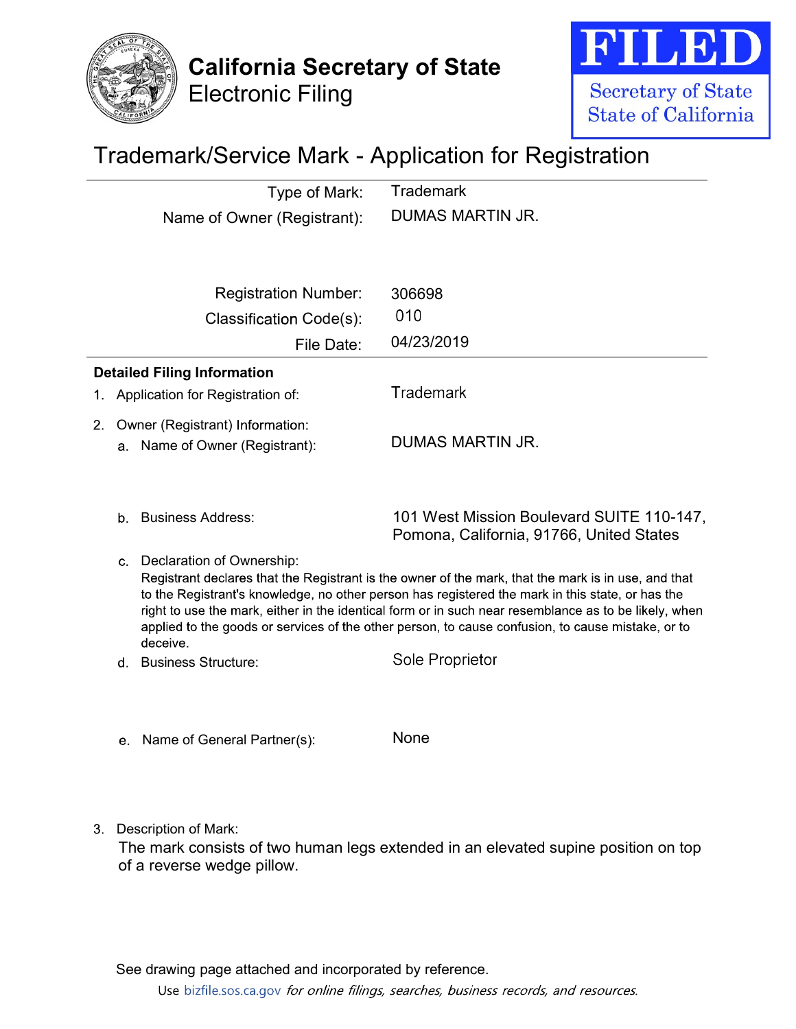**California Secretary of State**
Electronic Filing

**FILED**
Secretary of State
State of California

# Trademark/Service Mark - Application for Registration

| | |
|---|---|
| Type of Mark: | Trademark |
| Name of Owner (Registrant): | DUMAS MARTIN JR. |
| Registration Number: | 306698 |
| Classification Code(s): | 010 |
| File Date: | 04/23/2019 |

**Detailed Filing Information**

1. Application for Registration of: Trademark

2. Owner (Registrant) Information:

   a. Name of Owner (Registrant): DUMAS MARTIN JR.

   b. Business Address: 101 West Mission Boulevard SUITE 110-147, Pomona, California, 91766, United States

   c. Declaration of Ownership:
   Registrant declares that the Registrant is the owner of the mark, that the mark is in use, and that to the Registrant's knowledge, no other person has registered the mark in this state, or has the right to use the mark, either in the identical form or in such near resemblance as to be likely, when applied to the goods or services of the other person, to cause confusion, to cause mistake, or to deceive.

   d. Business Structure: Sole Proprietor

   e. Name of General Partner(s): None

3. Description of Mark:
   The mark consists of two human legs extended in an elevated supine position on top of a reverse wedge pillow.

See drawing page attached and incorporated by reference.

Use bizfile.sos.ca.gov *for online filings, searches, business records, and resources.*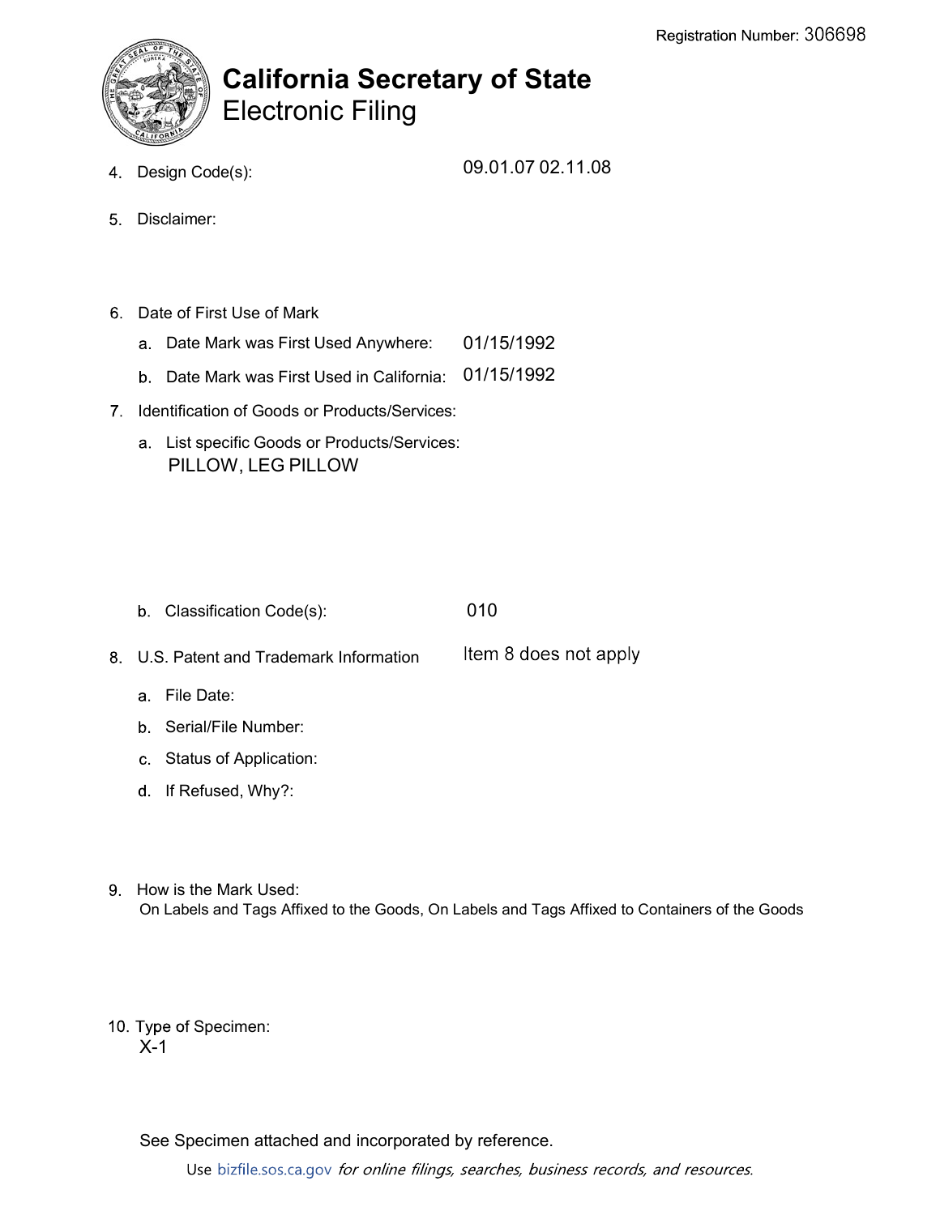Registration Number: 306698

# California Secretary of State
Electronic Filing

4. Design Code(s): 09.01.07 02.11.08

5. Disclaimer:

6. Date of First Use of Mark
   a. Date Mark was First Used Anywhere: 01/15/1992
   b. Date Mark was First Used in California: 01/15/1992

7. Identification of Goods or Products/Services:
   a. List specific Goods or Products/Services:
      PILLOW, LEG PILLOW

   b. Classification Code(s): 010

8. U.S. Patent and Trademark Information: Item 8 does not apply
   a. File Date:
   b. Serial/File Number:
   c. Status of Application:
   d. If Refused, Why?:

9. How is the Mark Used:
   On Labels and Tags Affixed to the Goods, On Labels and Tags Affixed to Containers of the Goods

10. Type of Specimen:
    X-1

See Specimen attached and incorporated by reference.

Use bizfile.sos.ca.gov *for online filings, searches, business records, and resources.*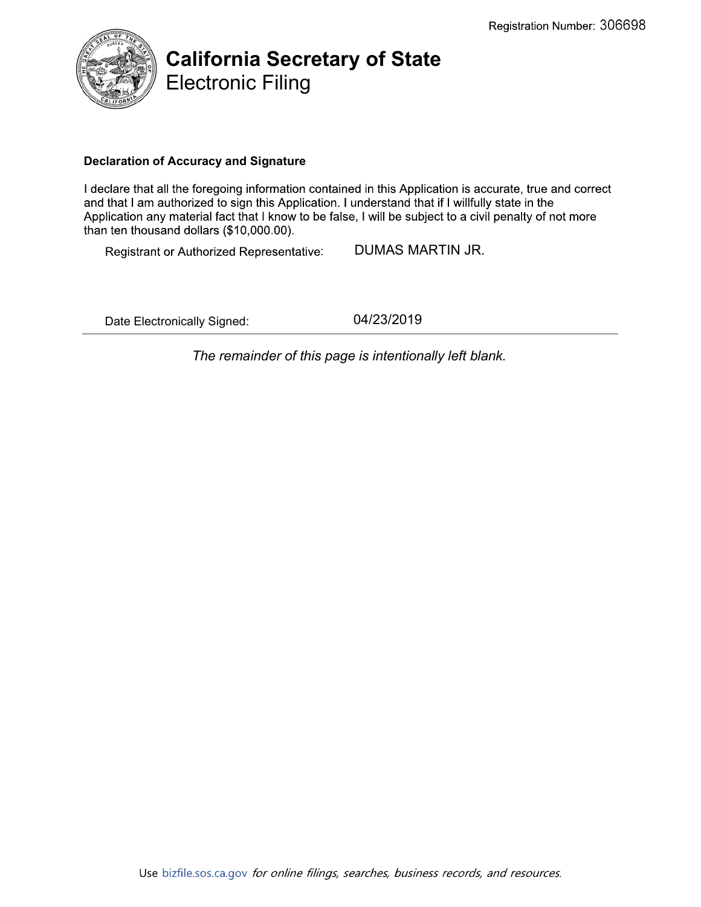Registration Number: 306698

# California Secretary of State
Electronic Filing

**Declaration of Accuracy and Signature**

I declare that all the foregoing information contained in this Application is accurate, true and correct and that I am authorized to sign this Application. I understand that if I willfully state in the Application any material fact that I know to be false, I will be subject to a civil penalty of not more than ten thousand dollars ($10,000.00).

Registrant or Authorized Representative: DUMAS MARTIN JR.

Date Electronically Signed: 04/23/2019

*The remainder of this page is intentionally left blank.*

Use bizfile.sos.ca.gov *for online filings, searches, business records, and resources.*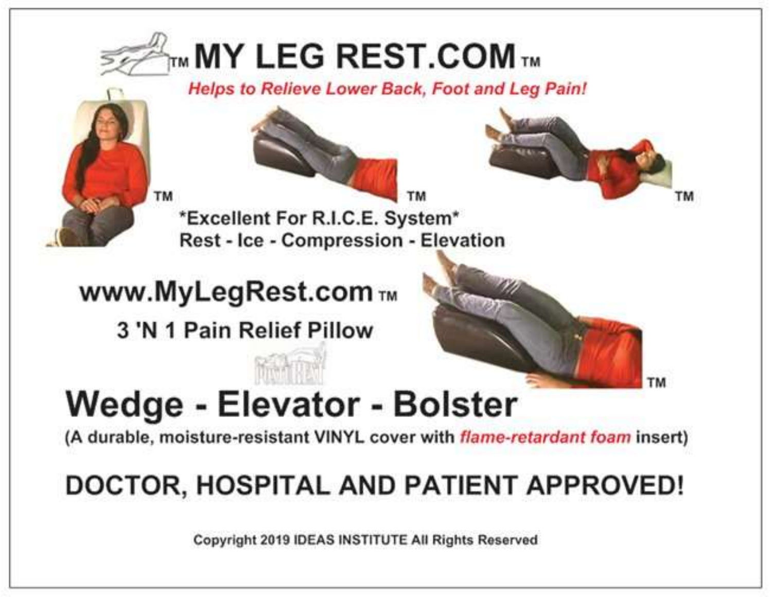# MY LEG REST.COM™

***Helps to Relieve Lower Back, Foot and Leg Pain!***

*Excellent For R.I.C.E. System*
Rest - Ice - Compression - Elevation

**www.MyLegRest.com™**

**3 'N 1 Pain Relief Pillow**

## Wedge - Elevator - Bolster

(A durable, moisture-resistant VINYL cover with *flame-retardant foam* insert)

## DOCTOR, HOSPITAL AND PATIENT APPROVED!

Copyright 2019 IDEAS INSTITUTE All Rights Reserved